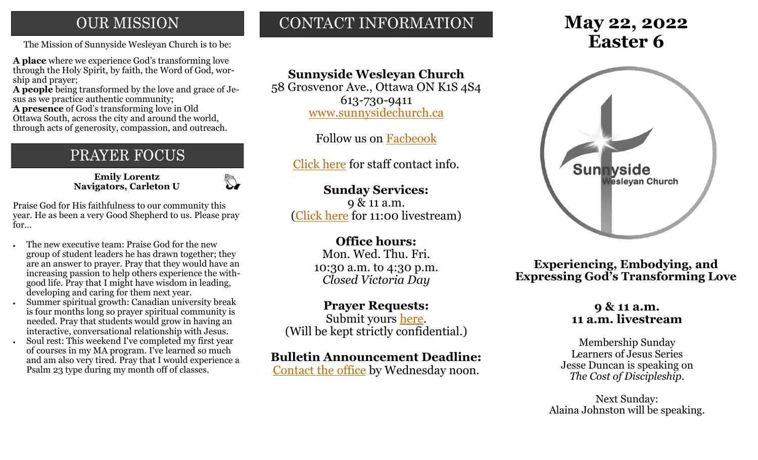## OUR MISSION

The Mission of Sunnyside Wesleyan Church is to be:

**A place** where we experience God's transforming love through the Holy Spirit, by faith, the Word of God, worship and prayer;
**A people** being transformed by the love and grace of Jesus as we practice authentic community;
**A presence** of God's transforming love in Old Ottawa South, across the city and around the world, through acts of generosity, compassion, and outreach.

## PRAYER FOCUS

**Emily Lorentz**
**Navigators, Carleton U**

Praise God for His faithfulness to our community this year. He as been a very Good Shepherd to us. Please pray for...

- The new executive team: Praise God for the new group of student leaders he has drawn together; they are an answer to prayer. Pray that they would have an increasing passion to help others experience the with-good life. Pray that I might have wisdom in leading, developing and caring for them next year.
- Summer spiritual growth: Canadian university break is four months long so prayer spiritual community is needed. Pray that students would grow in having an interactive, conversational relationship with Jesus.
- Soul rest: This weekend I've completed my first year of courses in my MA program. I've learned so much and am also very tired. Pray that I would experience a Psalm 23 type during my month off of classes.

## CONTACT INFORMATION

**Sunnyside Wesleyan Church**
58 Grosvenor Ave., Ottawa ON K1S 4S4
613-730-9411
www.sunnysidechurch.ca

Follow us on Facbeook

Click here for staff contact info.

**Sunday Services:**
9 & 11 a.m.
(Click here for 11:00 livestream)

**Office hours:**
Mon. Wed. Thu. Fri.
10:30 a.m. to 4:30 p.m.
*Closed Victoria Day*

**Prayer Requests:**
Submit yours here.
(Will be kept strictly confidential.)

**Bulletin Announcement Deadline:**
Contact the office by Wednesday noon.

# May 22, 2022
# Easter 6

Sunnyside
Wesleyan Church

**Experiencing, Embodying, and Expressing God's Transforming Love**

**9 & 11 a.m.**
**11 a.m. livestream**

Membership Sunday
Learners of Jesus Series
Jesse Duncan is speaking on
*The Cost of Discipleship*.

Next Sunday:
Alaina Johnston will be speaking.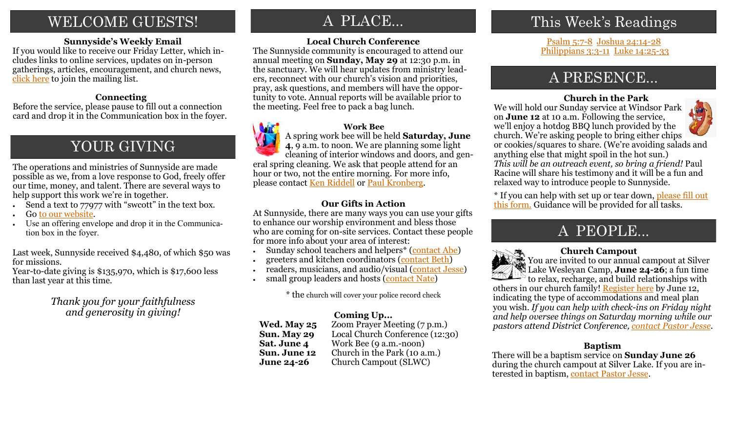# WELCOME GUESTS!

### Sunnyside's Weekly Email

If you would like to receive our Friday Letter, which includes links to online services, updates on in-person gatherings, articles, encouragement, and church news, click here to join the mailing list.

### Connecting

Before the service, please pause to fill out a connection card and drop it in the Communication box in the foyer.

# YOUR GIVING

The operations and ministries of Sunnyside are made possible as we, from a love response to God, freely offer our time, money, and talent. There are several ways to help support this work we're in together.

- Send a text to 77977 with "swcott" in the text box.
- Go to our website.
- Use an offering envelope and drop it in the Communication box in the foyer.

Last week, Sunnyside received $4,480, of which $50 was for missions.

Year-to-date giving is $135,970, which is $17,600 less than last year at this time.

*Thank you for your faithfulness and generosity in giving!*

# A PLACE...

### Local Church Conference

The Sunnyside community is encouraged to attend our annual meeting on **Sunday, May 29** at 12:30 p.m. in the sanctuary. We will hear updates from ministry leaders, reconnect with our church's vision and priorities, pray, ask questions, and members will have the opportunity to vote. Annual reports will be available prior to the meeting. Feel free to pack a bag lunch.

### Work Bee

A spring work bee will be held **Saturday, June 4**, 9 a.m. to noon. We are planning some light cleaning of interior windows and doors, and general spring cleaning. We ask that people attend for an hour or two, not the entire morning. For more info, please contact Ken Riddell or Paul Kronberg.

### Our Gifts in Action

At Sunnyside, there are many ways you can use your gifts to enhance our worship environment and bless those who are coming for on-site services. Contact these people for more info about your area of interest:

- Sunday school teachers and helpers* (contact Abe)
- greeters and kitchen coordinators (contact Beth)
- readers, musicians, and audio/visual (contact Jesse)
- small group leaders and hosts (contact Nate)

\* the church will cover your police record check

### Coming Up...

| | |
|---|---|
| **Wed. May 25** | Zoom Prayer Meeting (7 p.m.) |
| **Sun. May 29** | Local Church Conference (12:30) |
| **Sat. June 4** | Work Bee (9 a.m.-noon) |
| **Sun. June 12** | Church in the Park (10 a.m.) |
| **June 24-26** | Church Campout (SLWC) |

# This Week's Readings

Psalm 5:7-8  Joshua 24:14-28
Philippians 3:3-11  Luke 14:25-33

# A PRESENCE...

### Church in the Park

We will hold our Sunday service at Windsor Park on **June 12** at 10 a.m. Following the service, we'll enjoy a hotdog BBQ lunch provided by the church. We're asking people to bring either chips or cookies/squares to share. (We're avoiding salads and anything else that might spoil in the hot sun.) *This will be an outreach event, so bring a friend!* Paul Racine will share his testimony and it will be a fun and relaxed way to introduce people to Sunnyside.

\* If you can help with set up or tear down, please fill out this form. Guidance will be provided for all tasks.

# A PEOPLE...

### Church Campout

You are invited to our annual campout at Silver Lake Wesleyan Camp, **June 24-26**; a fun time to relax, recharge, and build relationships with others in our church family! Register here by June 12, indicating the type of accommodations and meal plan you wish. *If you can help with check-ins on Friday night and help oversee things on Saturday morning while our pastors attend District Conference, contact Pastor Jesse.*

### Baptism

There will be a baptism service on **Sunday June 26** during the church campout at Silver Lake. If you are interested in baptism, contact Pastor Jesse.